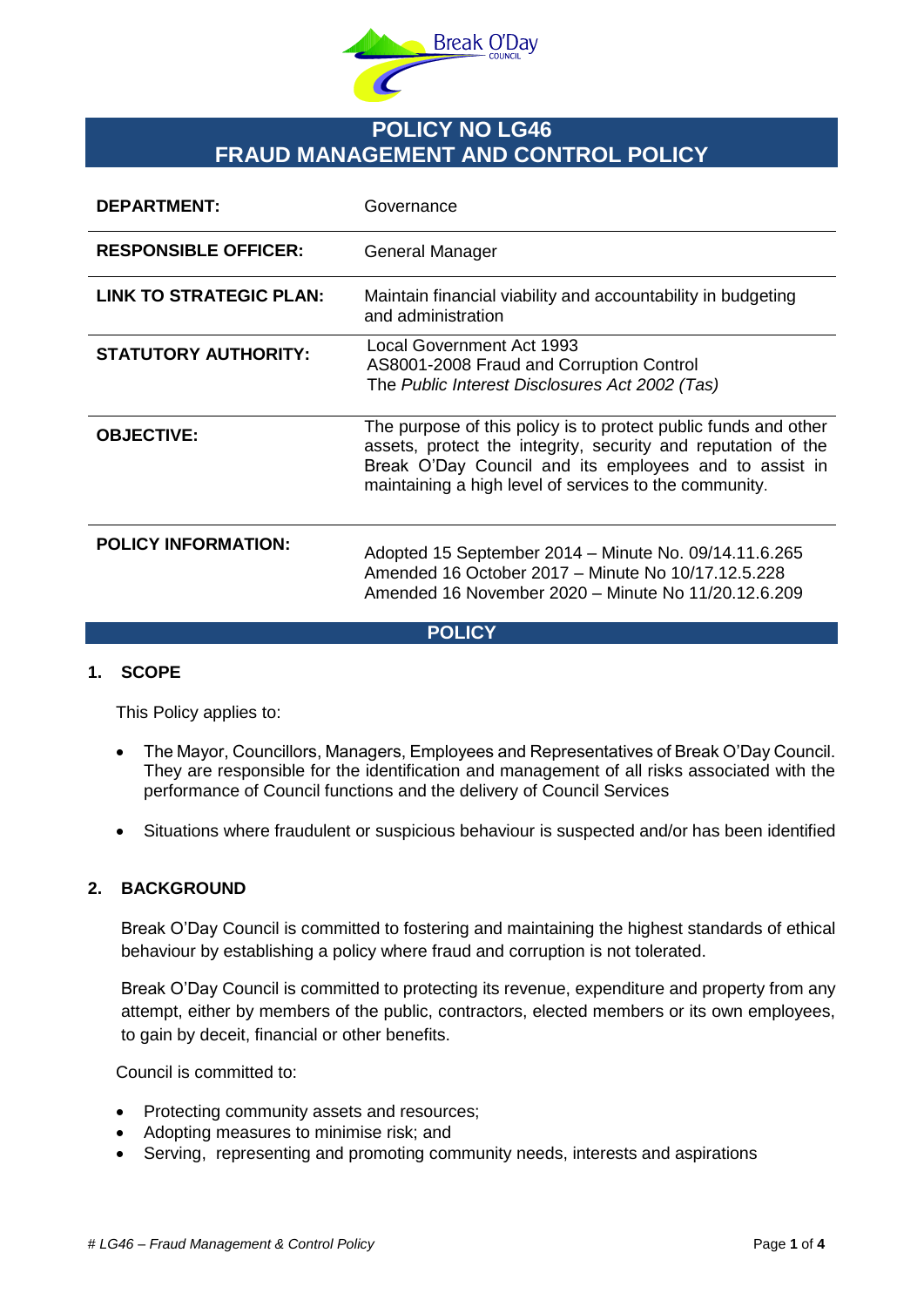# POLICY NO LG46
# FRAUD MANAGEMENT AND CONTROL POLICY

| | |
|---|---|
| **DEPARTMENT:** | Governance |
| **RESPONSIBLE OFFICER:** | General Manager |
| **LINK TO STRATEGIC PLAN:** | Maintain financial viability and accountability in budgeting and administration |
| **STATUTORY AUTHORITY:** | Local Government Act 1993<br>AS8001-2008 Fraud and Corruption Control<br>The *Public Interest Disclosures Act 2002 (Tas)* |
| **OBJECTIVE:** | The purpose of this policy is to protect public funds and other assets, protect the integrity, security and reputation of the Break O'Day Council and its employees and to assist in maintaining a high level of services to the community. |
| **POLICY INFORMATION:** | Adopted 15 September 2014 – Minute No. 09/14.11.6.265<br>Amended 16 October 2017 – Minute No 10/17.12.5.228<br>Amended 16 November 2020 – Minute No 11/20.12.6.209 |

## POLICY

### 1. SCOPE

This Policy applies to:

- The Mayor, Councillors, Managers, Employees and Representatives of Break O'Day Council. They are responsible for the identification and management of all risks associated with the performance of Council functions and the delivery of Council Services
- Situations where fraudulent or suspicious behaviour is suspected and/or has been identified

### 2. BACKGROUND

Break O'Day Council is committed to fostering and maintaining the highest standards of ethical behaviour by establishing a policy where fraud and corruption is not tolerated.

Break O'Day Council is committed to protecting its revenue, expenditure and property from any attempt, either by members of the public, contractors, elected members or its own employees, to gain by deceit, financial or other benefits.

Council is committed to:

- Protecting community assets and resources;
- Adopting measures to minimise risk; and
- Serving, representing and promoting community needs, interests and aspirations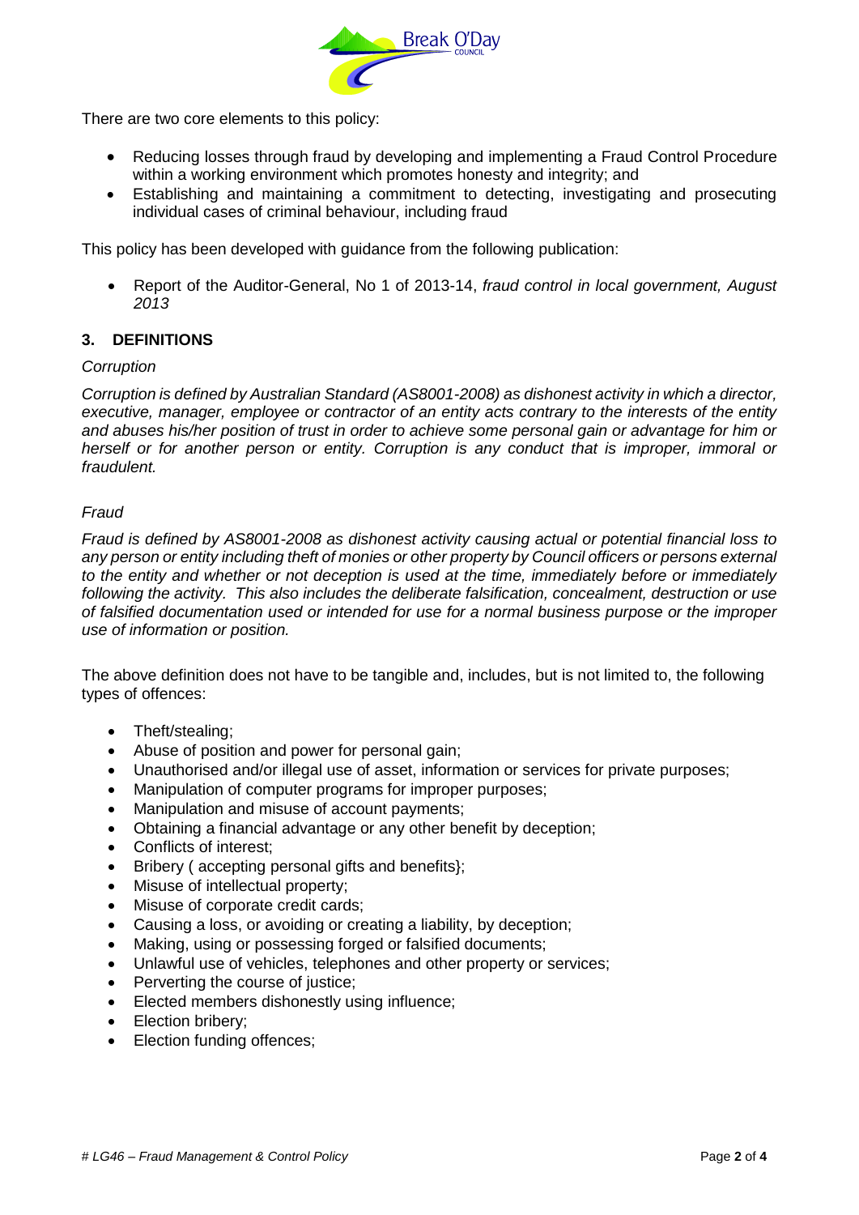There are two core elements to this policy:

- Reducing losses through fraud by developing and implementing a Fraud Control Procedure within a working environment which promotes honesty and integrity; and
- Establishing and maintaining a commitment to detecting, investigating and prosecuting individual cases of criminal behaviour, including fraud

This policy has been developed with guidance from the following publication:

- Report of the Auditor-General, No 1 of 2013-14, *fraud control in local government, August 2013*

## 3. DEFINITIONS

*Corruption*

*Corruption is defined by Australian Standard (AS8001-2008) as dishonest activity in which a director, executive, manager, employee or contractor of an entity acts contrary to the interests of the entity and abuses his/her position of trust in order to achieve some personal gain or advantage for him or herself or for another person or entity. Corruption is any conduct that is improper, immoral or fraudulent.*

*Fraud*

*Fraud is defined by AS8001-2008 as dishonest activity causing actual or potential financial loss to any person or entity including theft of monies or other property by Council officers or persons external to the entity and whether or not deception is used at the time, immediately before or immediately following the activity. This also includes the deliberate falsification, concealment, destruction or use of falsified documentation used or intended for use for a normal business purpose or the improper use of information or position.*

The above definition does not have to be tangible and, includes, but is not limited to, the following types of offences:

- Theft/stealing;
- Abuse of position and power for personal gain;
- Unauthorised and/or illegal use of asset, information or services for private purposes;
- Manipulation of computer programs for improper purposes;
- Manipulation and misuse of account payments;
- Obtaining a financial advantage or any other benefit by deception;
- Conflicts of interest;
- Bribery ( accepting personal gifts and benefits};
- Misuse of intellectual property;
- Misuse of corporate credit cards;
- Causing a loss, or avoiding or creating a liability, by deception;
- Making, using or possessing forged or falsified documents;
- Unlawful use of vehicles, telephones and other property or services;
- Perverting the course of justice;
- Elected members dishonestly using influence;
- Election bribery;
- Election funding offences;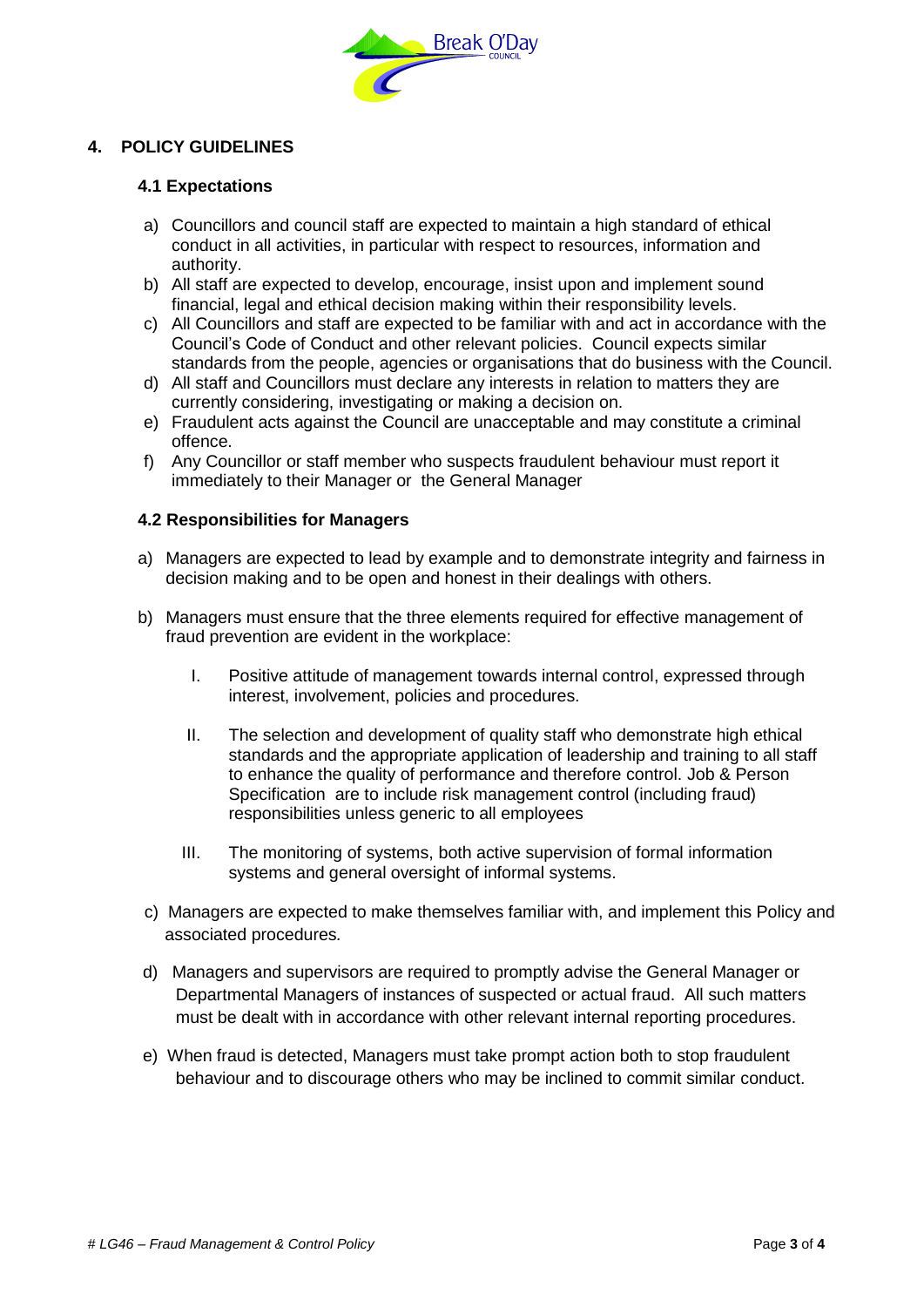## 4. POLICY GUIDELINES

### 4.1 Expectations

a) Councillors and council staff are expected to maintain a high standard of ethical conduct in all activities, in particular with respect to resources, information and authority.
b) All staff are expected to develop, encourage, insist upon and implement sound financial, legal and ethical decision making within their responsibility levels.
c) All Councillors and staff are expected to be familiar with and act in accordance with the Council's Code of Conduct and other relevant policies. Council expects similar standards from the people, agencies or organisations that do business with the Council.
d) All staff and Councillors must declare any interests in relation to matters they are currently considering, investigating or making a decision on.
e) Fraudulent acts against the Council are unacceptable and may constitute a criminal offence.
f) Any Councillor or staff member who suspects fraudulent behaviour must report it immediately to their Manager or the General Manager

### 4.2 Responsibilities for Managers

a) Managers are expected to lead by example and to demonstrate integrity and fairness in decision making and to be open and honest in their dealings with others.

b) Managers must ensure that the three elements required for effective management of fraud prevention are evident in the workplace:

   I. Positive attitude of management towards internal control, expressed through interest, involvement, policies and procedures.

   II. The selection and development of quality staff who demonstrate high ethical standards and the appropriate application of leadership and training to all staff to enhance the quality of performance and therefore control. Job & Person Specification are to include risk management control (including fraud) responsibilities unless generic to all employees

   III. The monitoring of systems, both active supervision of formal information systems and general oversight of informal systems.

c) Managers are expected to make themselves familiar with, and implement this Policy and associated procedures.

d) Managers and supervisors are required to promptly advise the General Manager or Departmental Managers of instances of suspected or actual fraud. All such matters must be dealt with in accordance with other relevant internal reporting procedures.

e) When fraud is detected, Managers must take prompt action both to stop fraudulent behaviour and to discourage others who may be inclined to commit similar conduct.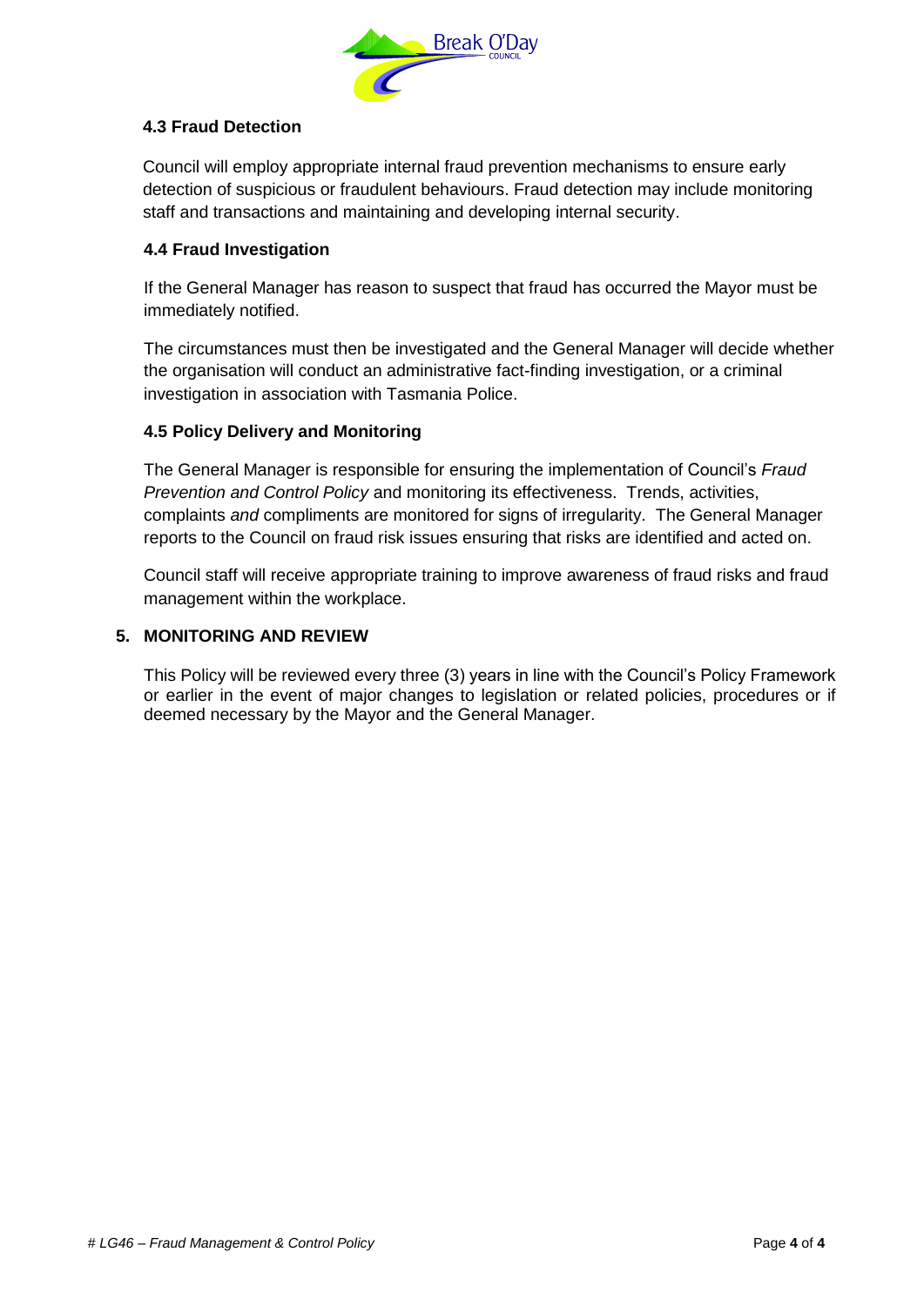### 4.3 Fraud Detection

Council will employ appropriate internal fraud prevention mechanisms to ensure early detection of suspicious or fraudulent behaviours. Fraud detection may include monitoring staff and transactions and maintaining and developing internal security.

### 4.4 Fraud Investigation

If the General Manager has reason to suspect that fraud has occurred the Mayor must be immediately notified.

The circumstances must then be investigated and the General Manager will decide whether the organisation will conduct an administrative fact-finding investigation, or a criminal investigation in association with Tasmania Police.

### 4.5 Policy Delivery and Monitoring

The General Manager is responsible for ensuring the implementation of Council's *Fraud Prevention and Control Policy* and monitoring its effectiveness. Trends, activities, complaints *and* compliments are monitored for signs of irregularity. The General Manager reports to the Council on fraud risk issues ensuring that risks are identified and acted on.

Council staff will receive appropriate training to improve awareness of fraud risks and fraud management within the workplace.

## 5. MONITORING AND REVIEW

This Policy will be reviewed every three (3) years in line with the Council's Policy Framework or earlier in the event of major changes to legislation or related policies, procedures or if deemed necessary by the Mayor and the General Manager.